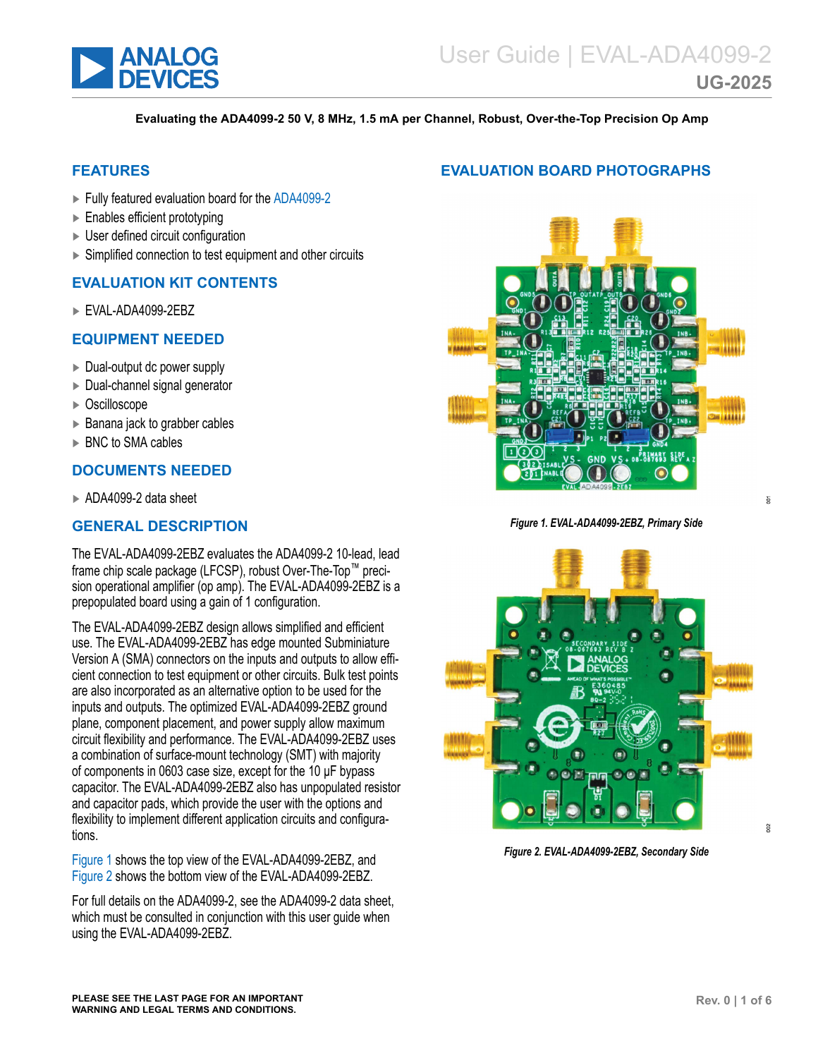# User Guide | EVAL-ADA4099-2

## UG-2025

**Evaluating the ADA4099-2 50 V, 8 MHz, 1.5 mA per Channel, Robust, Over-the-Top Precision Op Amp**

## FEATURES

- Fully featured evaluation board for the ADA4099-2
- Enables efficient prototyping
- User defined circuit configuration
- Simplified connection to test equipment and other circuits

## EVALUATION KIT CONTENTS

- EVAL-ADA4099-2EBZ

## EQUIPMENT NEEDED

- Dual-output dc power supply
- Dual-channel signal generator
- Oscilloscope
- Banana jack to grabber cables
- BNC to SMA cables

## DOCUMENTS NEEDED

- ADA4099-2 data sheet

## GENERAL DESCRIPTION

The EVAL-ADA4099-2EBZ evaluates the ADA4099-2 10-lead, lead frame chip scale package (LFCSP), robust Over-The-Top™ precision operational amplifier (op amp). The EVAL-ADA4099-2EBZ is a prepopulated board using a gain of 1 configuration.

The EVAL-ADA4099-2EBZ design allows simplified and efficient use. The EVAL-ADA4099-2EBZ has edge mounted Subminiature Version A (SMA) connectors on the inputs and outputs to allow efficient connection to test equipment or other circuits. Bulk test points are also incorporated as an alternative option to be used for the inputs and outputs. The optimized EVAL-ADA4099-2EBZ ground plane, component placement, and power supply allow maximum circuit flexibility and performance. The EVAL-ADA4099-2EBZ uses a combination of surface-mount technology (SMT) with majority of components in 0603 case size, except for the 10 μF bypass capacitor. The EVAL-ADA4099-2EBZ also has unpopulated resistor and capacitor pads, which provide the user with the options and flexibility to implement different application circuits and configurations.

Figure 1 shows the top view of the EVAL-ADA4099-2EBZ, and Figure 2 shows the bottom view of the EVAL-ADA4099-2EBZ.

For full details on the ADA4099-2, see the ADA4099-2 data sheet, which must be consulted in conjunction with this user guide when using the EVAL-ADA4099-2EBZ.

## EVALUATION BOARD PHOTOGRAPHS

*Figure 1. EVAL-ADA4099-2EBZ, Primary Side*

*Figure 2. EVAL-ADA4099-2EBZ, Secondary Side*

**PLEASE SEE THE LAST PAGE FOR AN IMPORTANT WARNING AND LEGAL TERMS AND CONDITIONS.**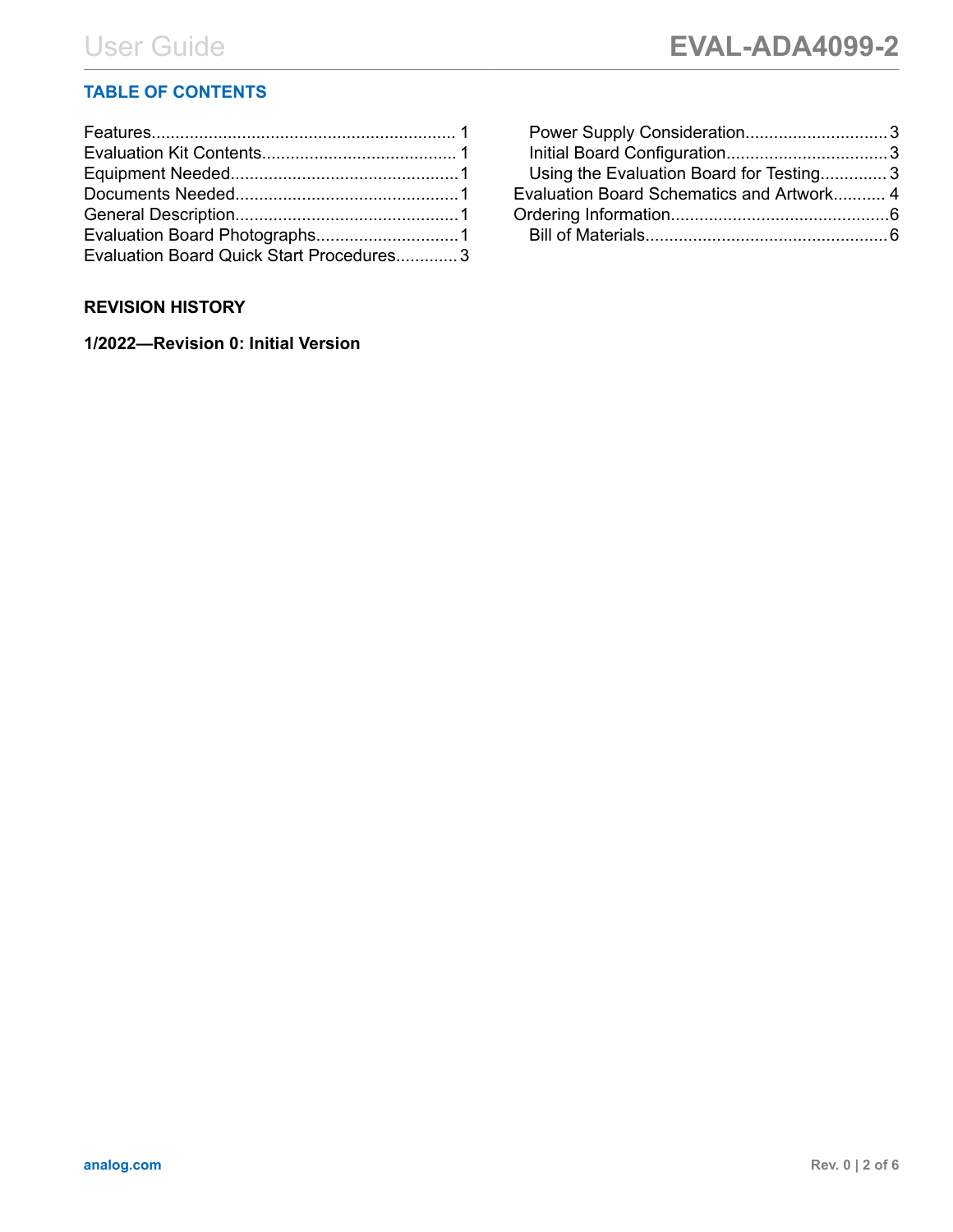## TABLE OF CONTENTS

Features...............................................................1
Evaluation Kit Contents.........................................1
Equipment Needed................................................1
Documents Needed...............................................1
General Description...............................................1
Evaluation Board Photographs..............................1
Evaluation Board Quick Start Procedures.............3
  Power Supply Consideration.............................3
  Initial Board Configuration.................................3
  Using the Evaluation Board for Testing.............3
Evaluation Board Schematics and Artwork...........4
Ordering Information.............................................6
  Bill of Materials..................................................6

## REVISION HISTORY

**1/2022—Revision 0: Initial Version**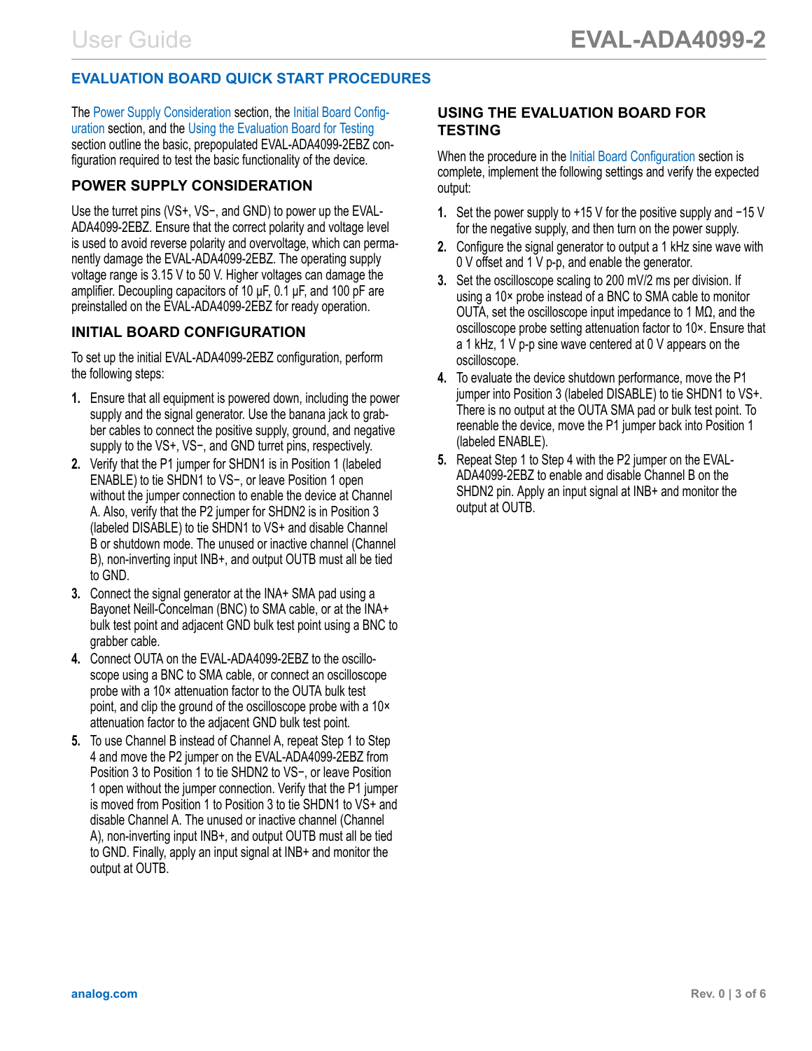## EVALUATION BOARD QUICK START PROCEDURES

The Power Supply Consideration section, the Initial Board Configuration section, and the Using the Evaluation Board for Testing section outline the basic, prepopulated EVAL-ADA4099-2EBZ configuration required to test the basic functionality of the device.

### POWER SUPPLY CONSIDERATION

Use the turret pins (VS+, VS−, and GND) to power up the EVAL-ADA4099-2EBZ. Ensure that the correct polarity and voltage level is used to avoid reverse polarity and overvoltage, which can permanently damage the EVAL-ADA4099-2EBZ. The operating supply voltage range is 3.15 V to 50 V. Higher voltages can damage the amplifier. Decoupling capacitors of 10 µF, 0.1 µF, and 100 pF are preinstalled on the EVAL-ADA4099-2EBZ for ready operation.

### INITIAL BOARD CONFIGURATION

To set up the initial EVAL-ADA4099-2EBZ configuration, perform the following steps:

1. Ensure that all equipment is powered down, including the power supply and the signal generator. Use the banana jack to grabber cables to connect the positive supply, ground, and negative supply to the VS+, VS−, and GND turret pins, respectively.
2. Verify that the P1 jumper for SHDN1 is in Position 1 (labeled ENABLE) to tie SHDN1 to VS−, or leave Position 1 open without the jumper connection to enable the device at Channel A. Also, verify that the P2 jumper for SHDN2 is in Position 3 (labeled DISABLE) to tie SHDN1 to VS+ and disable Channel B or shutdown mode. The unused or inactive channel (Channel B), non-inverting input INB+, and output OUTB must all be tied to GND.
3. Connect the signal generator at the INA+ SMA pad using a Bayonet Neill-Concelman (BNC) to SMA cable, or at the INA+ bulk test point and adjacent GND bulk test point using a BNC to grabber cable.
4. Connect OUTA on the EVAL-ADA4099-2EBZ to the oscilloscope using a BNC to SMA cable, or connect an oscilloscope probe with a 10× attenuation factor to the OUTA bulk test point, and clip the ground of the oscilloscope probe with a 10× attenuation factor to the adjacent GND bulk test point.
5. To use Channel B instead of Channel A, repeat Step 1 to Step 4 and move the P2 jumper on the EVAL-ADA4099-2EBZ from Position 3 to Position 1 to tie SHDN2 to VS−, or leave Position 1 open without the jumper connection. Verify that the P1 jumper is moved from Position 1 to Position 3 to tie SHDN1 to VS+ and disable Channel A. The unused or inactive channel (Channel A), non-inverting input INB+, and output OUTB must all be tied to GND. Finally, apply an input signal at INB+ and monitor the output at OUTB.

### USING THE EVALUATION BOARD FOR TESTING

When the procedure in the Initial Board Configuration section is complete, implement the following settings and verify the expected output:

1. Set the power supply to +15 V for the positive supply and −15 V for the negative supply, and then turn on the power supply.
2. Configure the signal generator to output a 1 kHz sine wave with 0 V offset and 1 V p-p, and enable the generator.
3. Set the oscilloscope scaling to 200 mV/2 ms per division. If using a 10× probe instead of a BNC to SMA cable to monitor OUTA, set the oscilloscope input impedance to 1 MΩ, and the oscilloscope probe setting attenuation factor to 10×. Ensure that a 1 kHz, 1 V p-p sine wave centered at 0 V appears on the oscilloscope.
4. To evaluate the device shutdown performance, move the P1 jumper into Position 3 (labeled DISABLE) to tie SHDN1 to VS+. There is no output at the OUTA SMA pad or bulk test point. To reenable the device, move the P1 jumper back into Position 1 (labeled ENABLE).
5. Repeat Step 1 to Step 4 with the P2 jumper on the EVAL-ADA4099-2EBZ to enable and disable Channel B on the SHDN2 pin. Apply an input signal at INB+ and monitor the output at OUTB.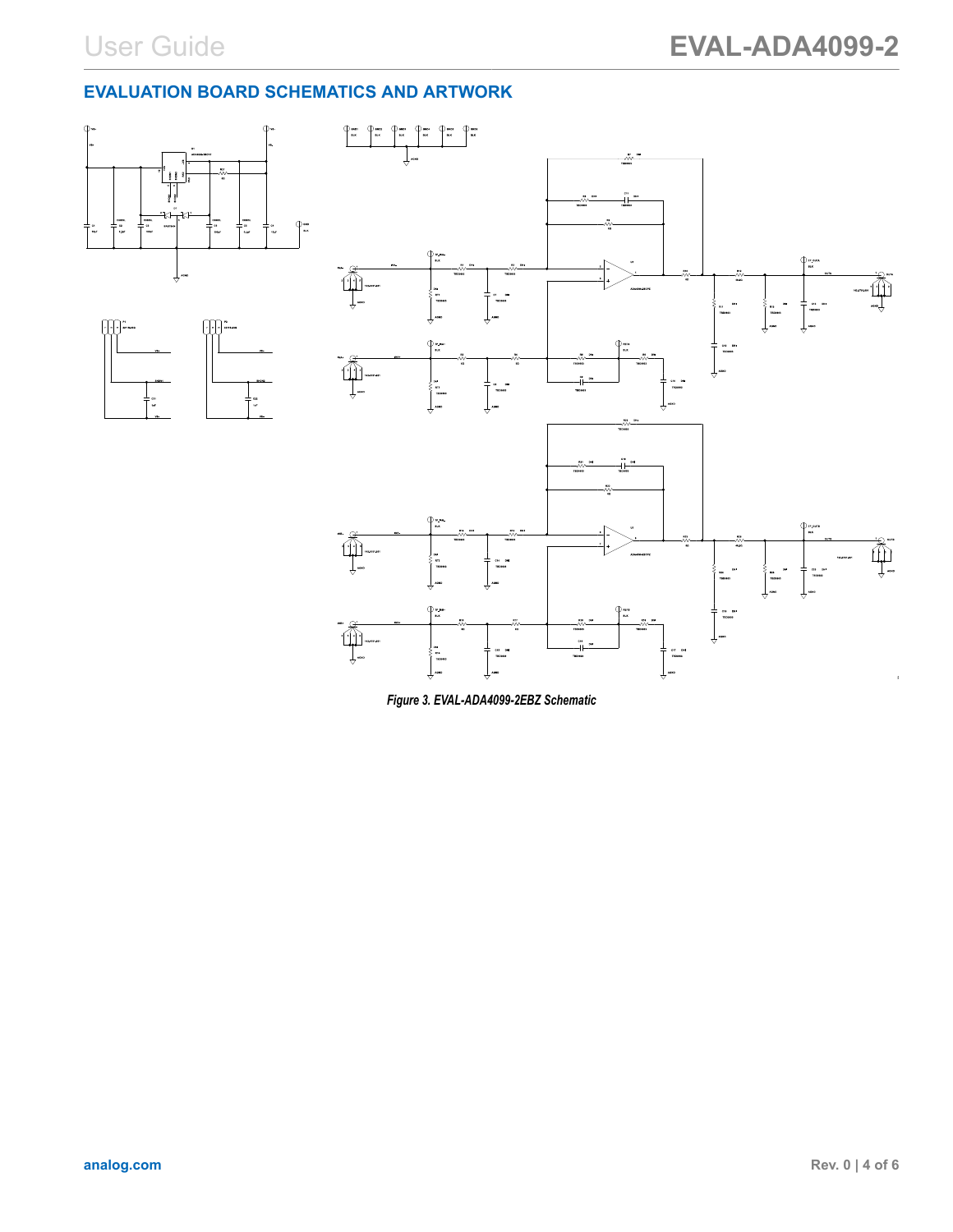## EVALUATION BOARD SCHEMATICS AND ARTWORK

*Figure 3. EVAL-ADA4099-2EBZ Schematic*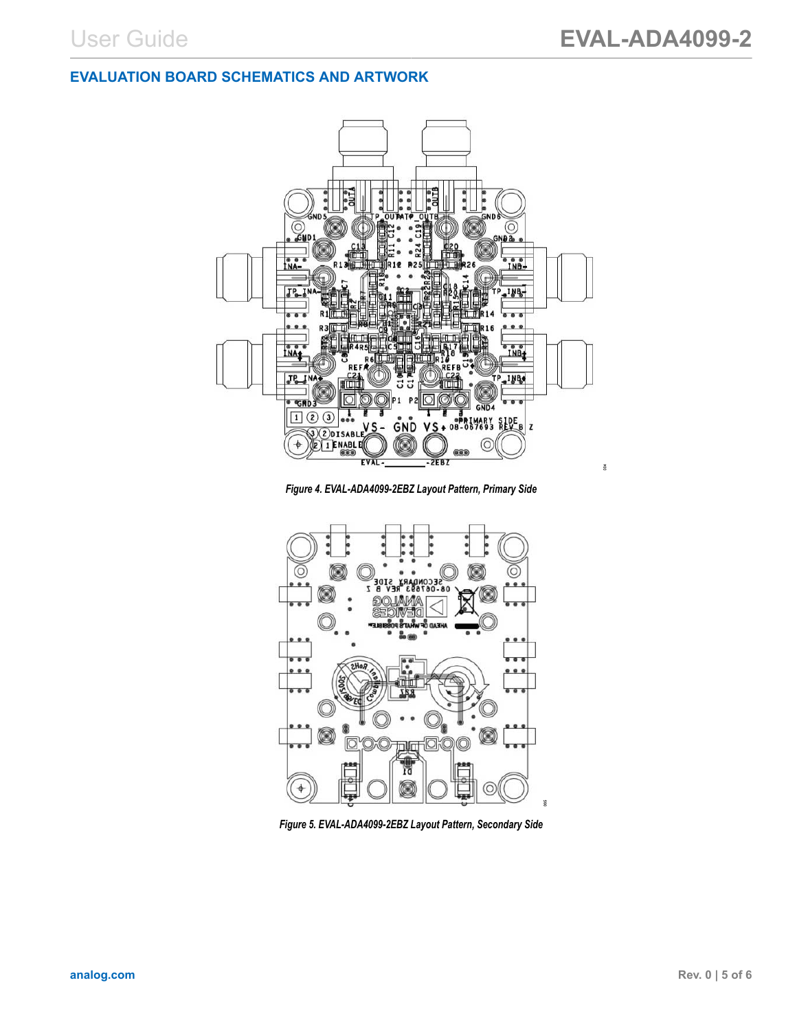## EVALUATION BOARD SCHEMATICS AND ARTWORK

*Figure 4. EVAL-ADA4099-2EBZ Layout Pattern, Primary Side*

*Figure 5. EVAL-ADA4099-2EBZ Layout Pattern, Secondary Side*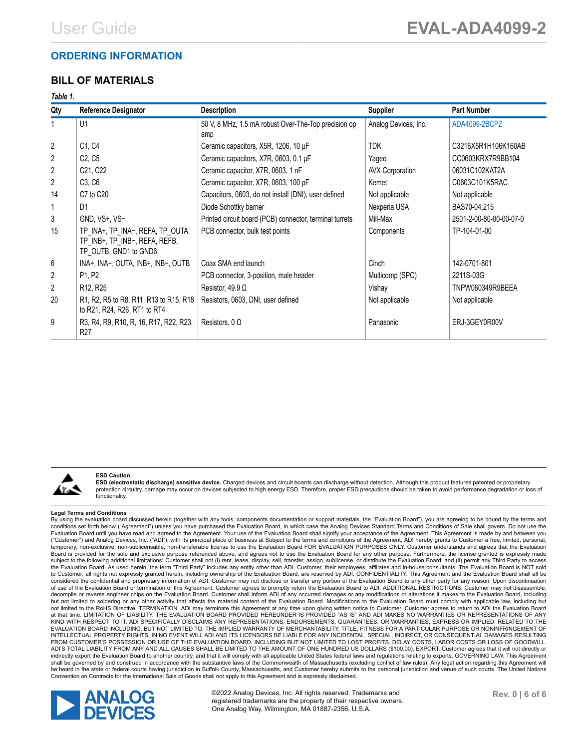## ORDERING INFORMATION

### BILL OF MATERIALS

*Table 1.*

| Qty | Reference Designator | Description | Supplier | Part Number |
|---|---|---|---|---|
| 1 | U1 | 50 V, 8 MHz, 1.5 mA robust Over-The-Top precision op amp | Analog Devices, Inc. | ADA4099-2BCPZ |
| 2 | C1, C4 | Ceramic capacitors, X5R, 1206, 10 µF | TDK | C3216X5R1H106K160AB |
| 2 | C2, C5 | Ceramic capacitors, X7R, 0603, 0.1 µF | Yageo | CC0603KRX7R9BB104 |
| 2 | C21, C22 | Ceramic capacitor, X7R, 0603, 1 nF | AVX Corporation | 06031C102KAT2A |
| 2 | C3, C6 | Ceramic capacitor, X7R, 0603, 100 pF | Kemet | C0603C101K5RAC |
| 14 | C7 to C20 | Capacitors, 0603, do not install (DNI), user defined | Not applicable | Not applicable |
| 1 | D1 | Diode Schottky barrier | Nexperia USA | BAS70-04,215 |
| 3 | GND, VS+, VS− | Printed circuit board (PCB) connector, terminal turrets | Mill-Max | 2501-2-00-80-00-00-07-0 |
| 15 | TP_INA+, TP_INA−, REFA, TP_OUTA, TP_INB+, TP_INB−, REFA, REFB, TP_OUTB, GND1 to GND6 | PCB connector, bulk test points | Components | TP-104-01-00 |
| 6 | INA+, INA−, OUTA, INB+, INB−, OUTB | Coax SMA end launch | Cinch | 142-0701-801 |
| 2 | P1, P2 | PCB connector, 3-position, male header | Multicomp (SPC) | 2211S-03G |
| 2 | R12, R25 | Resistor, 49.9 Ω | Vishay | TNPW060349R9BEEA |
| 20 | R1, R2, R5 to R8, R11, R13 to R15, R18 to R21, R24, R26, RT1 to RT4 | Resistors, 0603, DNI, user defined | Not applicable | Not applicable |
| 9 | R3, R4, R9, R10, R, 16, R17, R22, R23, R27 | Resistors, 0 Ω | Panasonic | ERJ-3GEY0R00V |

**ESD Caution**

**ESD (electrostatic discharge) sensitive device**. Charged devices and circuit boards can discharge without detection. Although this product features patented or proprietary protection circuitry, damage may occur on devices subjected to high energy ESD. Therefore, proper ESD precautions should be taken to avoid performance degradation or loss of functionality.

**Legal Terms and Conditions**

By using the evaluation board discussed herein (together with any tools, components documentation or support materials, the "Evaluation Board"), you are agreeing to be bound by the terms and conditions set forth below ("Agreement") unless you have purchased the Evaluation Board, in which case the Analog Devices Standard Terms and Conditions of Sale shall govern. Do not use the Evaluation Board until you have read and agreed to the Agreement. Your use of the Evaluation Board shall signify your acceptance of the Agreement. This Agreement is made by and between you ("Customer") and Analog Devices, Inc. ("ADI"), with its principal place of business at Subject to the terms and conditions of the Agreement, ADI hereby grants to Customer a free, limited, personal, temporary, non-exclusive, non-sublicensable, non-transferable license to use the Evaluation Board FOR EVALUATION PURPOSES ONLY. Customer understands and agrees that the Evaluation Board is provided for the sole and exclusive purpose referenced above, and agrees not to use the Evaluation Board for any other purpose. Furthermore, the license granted is expressly made subject to the following additional limitations: Customer shall not (i) rent, lease, display, sell, transfer, assign, sublicense, or distribute the Evaluation Board; and (ii) permit any Third Party to access the Evaluation Board. As used herein, the term "Third Party" includes any entity other than ADI, Customer, their employees, affiliates and in-house consultants. The Evaluation Board is NOT sold to Customer; all rights not expressly granted herein, including ownership of the Evaluation Board, are reserved by ADI. CONFIDENTIALITY. This Agreement and the Evaluation Board shall all be considered the confidential and proprietary information of ADI. Customer may not disclose or transfer any portion of the Evaluation Board to any other party for any reason. Upon discontinuation of use of the Evaluation Board or termination of this Agreement, Customer agrees to promptly return the Evaluation Board to ADI. ADDITIONAL RESTRICTIONS. Customer may not disassemble, decompile or reverse engineer chips on the Evaluation Board. Customer shall inform ADI of any occurred damages or any modifications or alterations it makes to the Evaluation Board, including but not limited to soldering or any other activity that affects the material content of the Evaluation Board. Modifications to the Evaluation Board must comply with applicable law, including but not limited to the RoHS Directive. TERMINATION. ADI may terminate this Agreement at any time upon giving written notice to Customer. Customer agrees to return to ADI the Evaluation Board at that time. LIMITATION OF LIABILITY. THE EVALUATION BOARD PROVIDED HEREUNDER IS PROVIDED "AS IS" AND ADI MAKES NO WARRANTIES OR REPRESENTATIONS OF ANY KIND WITH RESPECT TO IT. ADI SPECIFICALLY DISCLAIMS ANY REPRESENTATIONS, ENDORSEMENTS, GUARANTEES, OR WARRANTIES, EXPRESS OR IMPLIED, RELATED TO THE EVALUATION BOARD INCLUDING, BUT NOT LIMITED TO, THE IMPLIED WARRANTY OF MERCHANTABILITY, TITLE, FITNESS FOR A PARTICULAR PURPOSE OR NONINFRINGEMENT OF INTELLECTUAL PROPERTY RIGHTS. IN NO EVENT WILL ADI AND ITS LICENSORS BE LIABLE FOR ANY INCIDENTAL, SPECIAL, INDIRECT, OR CONSEQUENTIAL DAMAGES RESULTING FROM CUSTOMER'S POSSESSION OR USE OF THE EVALUATION BOARD, INCLUDING BUT NOT LIMITED TO LOST PROFITS, DELAY COSTS, LABOR COSTS OR LOSS OF GOODWILL. ADI'S TOTAL LIABILITY FROM ANY AND ALL CAUSES SHALL BE LIMITED TO THE AMOUNT OF ONE HUNDRED US DOLLARS ($100.00). EXPORT. Customer agrees that it will not directly or indirectly export the Evaluation Board to another country, and that it will comply with all applicable United States federal laws and regulations relating to exports. GOVERNING LAW. This Agreement shall be governed by and construed in accordance with the substantive laws of the Commonwealth of Massachusetts (excluding conflict of law rules). Any legal action regarding this Agreement will be heard in the state or federal courts having jurisdiction in Suffolk County, Massachusetts, and Customer hereby submits to the personal jurisdiction and venue of such courts. The United Nations Convention on Contracts for the International Sale of Goods shall not apply to this Agreement and is expressly disclaimed.

©2022 Analog Devices, Inc. All rights reserved. Trademarks and registered trademarks are the property of their respective owners.
One Analog Way, Wilmington, MA 01887-2356, U.S.A.